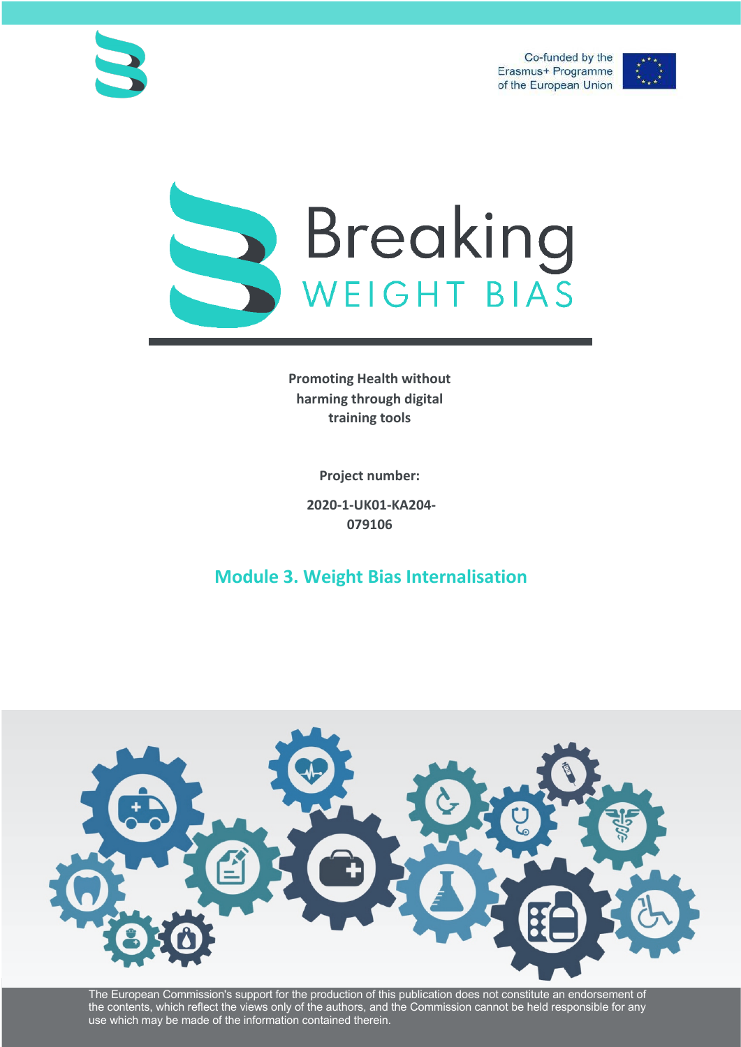Co-funded by the Erasmus+ Programme of the European Union

# Breaking WEIGHT BIAS

**Promoting Health without harming through digital training tools**

**Project number:**

**2020-1-UK01-KA204-079106**

## Module 3. Weight Bias Internalisation

The European Commission's support for the production of this publication does not constitute an endorsement of the contents, which reflect the views only of the authors, and the Commission cannot be held responsible for any use which may be made of the information contained therein.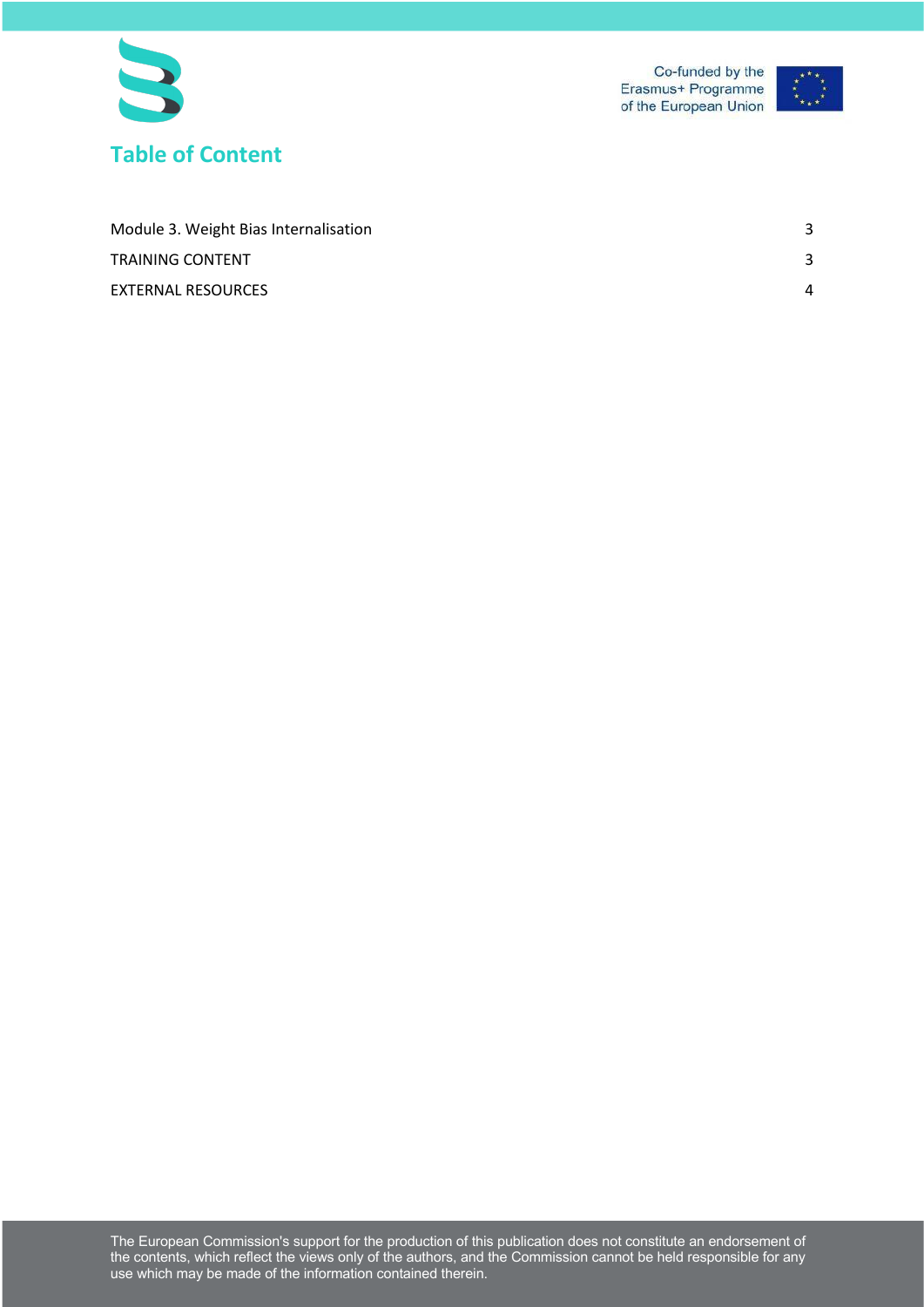## Table of Content

| | |
|---|---|
| Module 3. Weight Bias Internalisation | 3 |
| TRAINING CONTENT | 3 |
| EXTERNAL RESOURCES | 4 |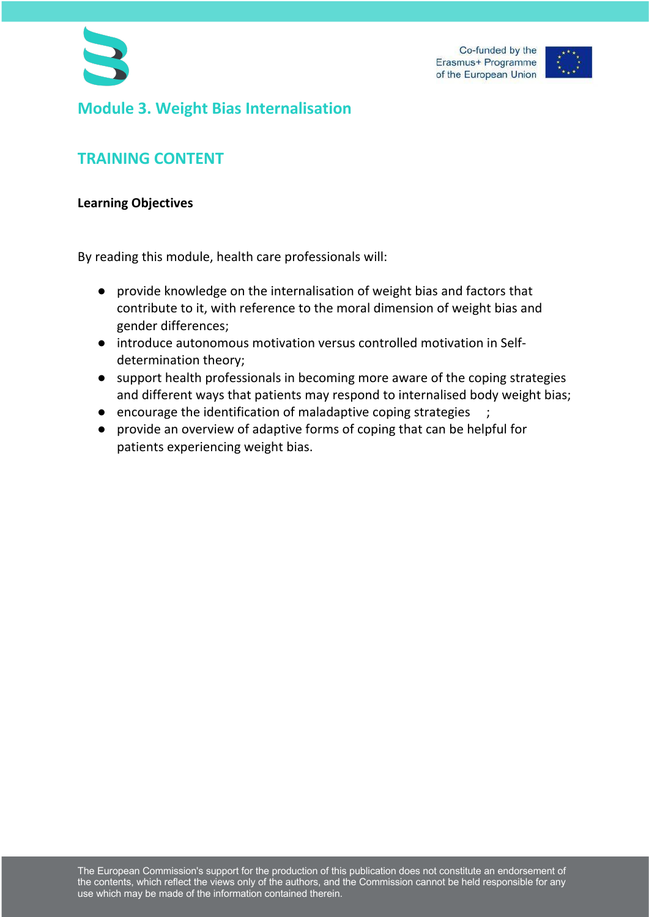## Module 3. Weight Bias Internalisation

## TRAINING CONTENT

**Learning Objectives**

By reading this module, health care professionals will:

- provide knowledge on the internalisation of weight bias and factors that contribute to it, with reference to the moral dimension of weight bias and gender differences;
- introduce autonomous motivation versus controlled motivation in Self-determination theory;
- support health professionals in becoming more aware of the coping strategies and different ways that patients may respond to internalised body weight bias;
- encourage the identification of maladaptive coping strategies ;
- provide an overview of adaptive forms of coping that can be helpful for patients experiencing weight bias.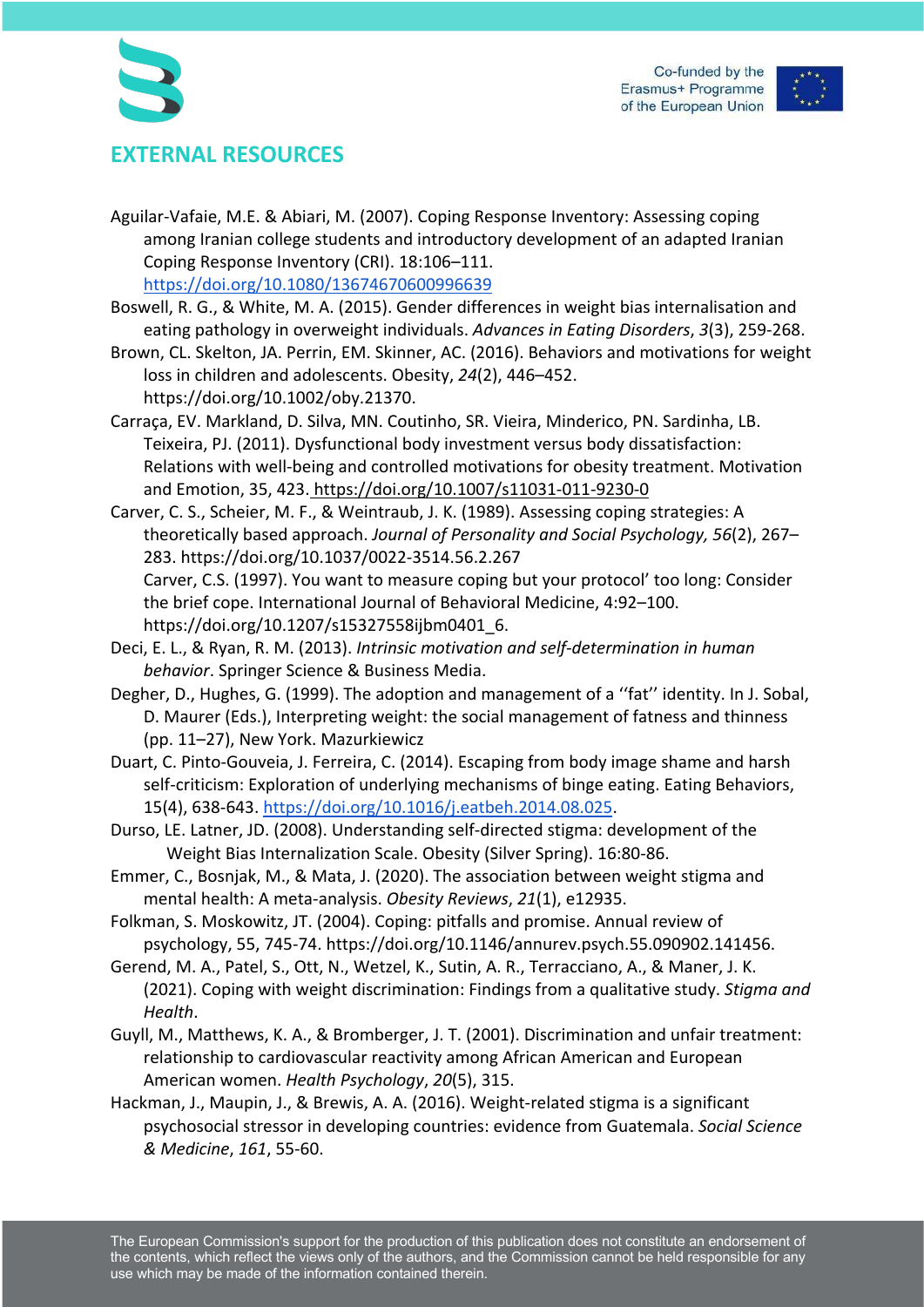## EXTERNAL RESOURCES

Aguilar-Vafaie, M.E. & Abiari, M. (2007). Coping Response Inventory: Assessing coping among Iranian college students and introductory development of an adapted Iranian Coping Response Inventory (CRI). 18:106–111. https://doi.org/10.1080/13674670600996639

Boswell, R. G., & White, M. A. (2015). Gender differences in weight bias internalisation and eating pathology in overweight individuals. *Advances in Eating Disorders*, *3*(3), 259-268.

Brown, CL. Skelton, JA. Perrin, EM. Skinner, AC. (2016). Behaviors and motivations for weight loss in children and adolescents. Obesity, *24*(2), 446–452. https://doi.org/10.1002/oby.21370.

Carraça, EV. Markland, D. Silva, MN. Coutinho, SR. Vieira, Minderico, PN. Sardinha, LB. Teixeira, PJ. (2011). Dysfunctional body investment versus body dissatisfaction: Relations with well-being and controlled motivations for obesity treatment. Motivation and Emotion, 35, 423. https://doi.org/10.1007/s11031-011-9230-0

Carver, C. S., Scheier, M. F., & Weintraub, J. K. (1989). Assessing coping strategies: A theoretically based approach. *Journal of Personality and Social Psychology, 56*(2), 267–283. https://doi.org/10.1037/0022-3514.56.2.267
Carver, C.S. (1997). You want to measure coping but your protocol' too long: Consider the brief cope. International Journal of Behavioral Medicine, 4:92–100. https://doi.org/10.1207/s15327558ijbm0401_6.

Deci, E. L., & Ryan, R. M. (2013). *Intrinsic motivation and self-determination in human behavior*. Springer Science & Business Media.

Degher, D., Hughes, G. (1999). The adoption and management of a ''fat'' identity. In J. Sobal, D. Maurer (Eds.), Interpreting weight: the social management of fatness and thinness (pp. 11–27), New York. Mazurkiewicz

Duart, C. Pinto-Gouveia, J. Ferreira, C. (2014). Escaping from body image shame and harsh self-criticism: Exploration of underlying mechanisms of binge eating. Eating Behaviors, 15(4), 638-643. https://doi.org/10.1016/j.eatbeh.2014.08.025.

Durso, LE. Latner, JD. (2008). Understanding self-directed stigma: development of the Weight Bias Internalization Scale. Obesity (Silver Spring). 16:80-86.

Emmer, C., Bosnjak, M., & Mata, J. (2020). The association between weight stigma and mental health: A meta-analysis. *Obesity Reviews*, *21*(1), e12935.

Folkman, S. Moskowitz, JT. (2004). Coping: pitfalls and promise. Annual review of psychology, 55, 745-74. https://doi.org/10.1146/annurev.psych.55.090902.141456.

Gerend, M. A., Patel, S., Ott, N., Wetzel, K., Sutin, A. R., Terracciano, A., & Maner, J. K. (2021). Coping with weight discrimination: Findings from a qualitative study. *Stigma and Health*.

Guyll, M., Matthews, K. A., & Bromberger, J. T. (2001). Discrimination and unfair treatment: relationship to cardiovascular reactivity among African American and European American women. *Health Psychology*, *20*(5), 315.

Hackman, J., Maupin, J., & Brewis, A. A. (2016). Weight-related stigma is a significant psychosocial stressor in developing countries: evidence from Guatemala. *Social Science & Medicine*, *161*, 55-60.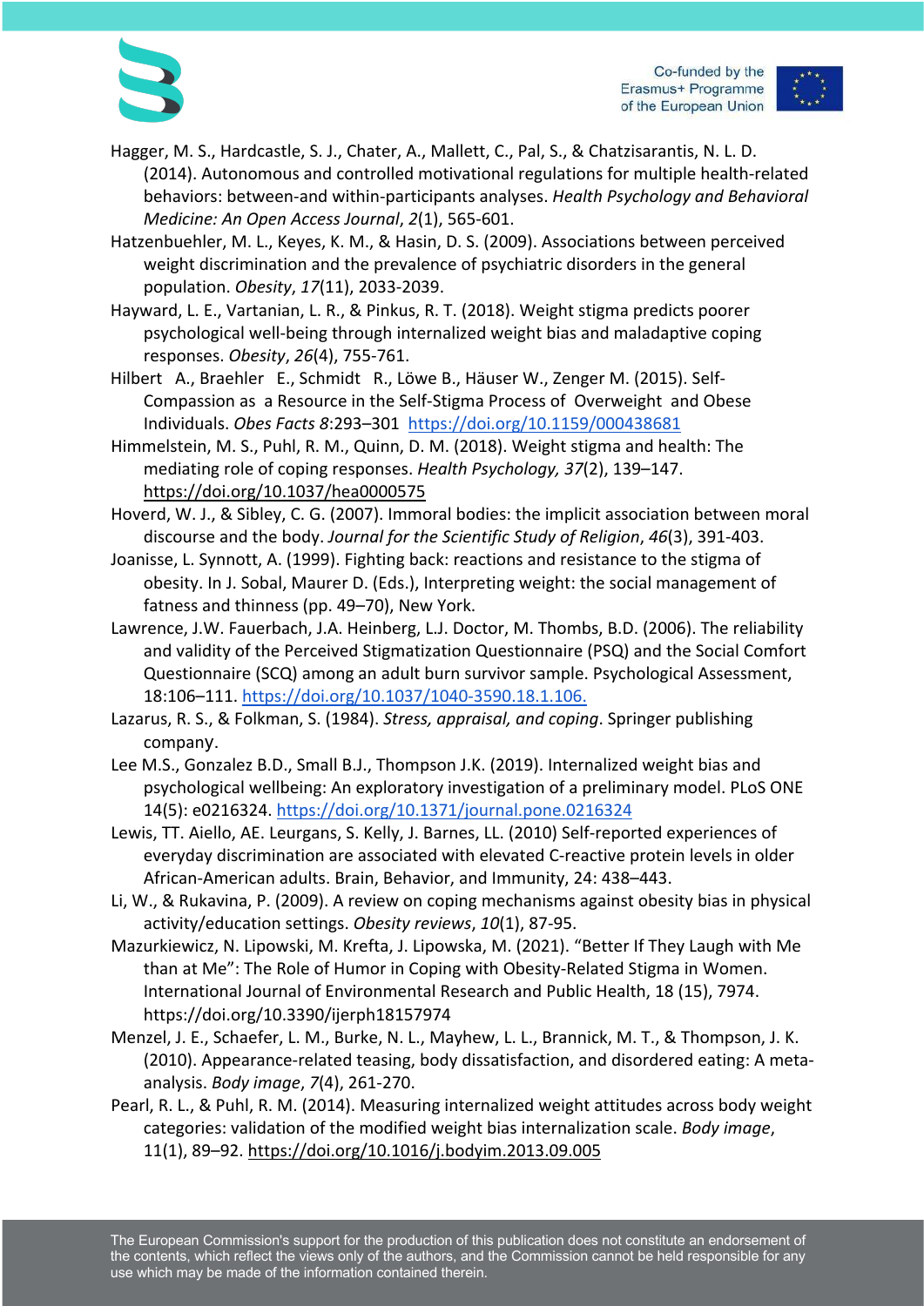Hagger, M. S., Hardcastle, S. J., Chater, A., Mallett, C., Pal, S., & Chatzisarantis, N. L. D. (2014). Autonomous and controlled motivational regulations for multiple health-related behaviors: between-and within-participants analyses. *Health Psychology and Behavioral Medicine: An Open Access Journal*, *2*(1), 565-601.

Hatzenbuehler, M. L., Keyes, K. M., & Hasin, D. S. (2009). Associations between perceived weight discrimination and the prevalence of psychiatric disorders in the general population. *Obesity*, *17*(11), 2033-2039.

Hayward, L. E., Vartanian, L. R., & Pinkus, R. T. (2018). Weight stigma predicts poorer psychological well-being through internalized weight bias and maladaptive coping responses. *Obesity*, *26*(4), 755-761.

Hilbert A., Braehler E., Schmidt R., Löwe B., Häuser W., Zenger M. (2015). Self-Compassion as a Resource in the Self-Stigma Process of Overweight and Obese Individuals. *Obes Facts 8*:293–301 https://doi.org/10.1159/000438681

Himmelstein, M. S., Puhl, R. M., Quinn, D. M. (2018). Weight stigma and health: The mediating role of coping responses. *Health Psychology, 37*(2), 139–147. https://doi.org/10.1037/hea0000575

Hoverd, W. J., & Sibley, C. G. (2007). Immoral bodies: the implicit association between moral discourse and the body. *Journal for the Scientific Study of Religion*, *46*(3), 391-403.

Joanisse, L. Synnott, A. (1999). Fighting back: reactions and resistance to the stigma of obesity. In J. Sobal, Maurer D. (Eds.), Interpreting weight: the social management of fatness and thinness (pp. 49–70), New York.

Lawrence, J.W. Fauerbach, J.A. Heinberg, L.J. Doctor, M. Thombs, B.D. (2006). The reliability and validity of the Perceived Stigmatization Questionnaire (PSQ) and the Social Comfort Questionnaire (SCQ) among an adult burn survivor sample. Psychological Assessment, 18:106–111. https://doi.org/10.1037/1040-3590.18.1.106.

Lazarus, R. S., & Folkman, S. (1984). *Stress, appraisal, and coping*. Springer publishing company.

Lee M.S., Gonzalez B.D., Small B.J., Thompson J.K. (2019). Internalized weight bias and psychological wellbeing: An exploratory investigation of a preliminary model. PLoS ONE 14(5): e0216324. https://doi.org/10.1371/journal.pone.0216324

Lewis, TT. Aiello, AE. Leurgans, S. Kelly, J. Barnes, LL. (2010) Self-reported experiences of everyday discrimination are associated with elevated C-reactive protein levels in older African-American adults. Brain, Behavior, and Immunity, 24: 438–443.

Li, W., & Rukavina, P. (2009). A review on coping mechanisms against obesity bias in physical activity/education settings. *Obesity reviews*, *10*(1), 87-95.

Mazurkiewicz, N. Lipowski, M. Krefta, J. Lipowska, M. (2021). "Better If They Laugh with Me than at Me": The Role of Humor in Coping with Obesity-Related Stigma in Women. International Journal of Environmental Research and Public Health, 18 (15), 7974. https://doi.org/10.3390/ijerph18157974

Menzel, J. E., Schaefer, L. M., Burke, N. L., Mayhew, L. L., Brannick, M. T., & Thompson, J. K. (2010). Appearance-related teasing, body dissatisfaction, and disordered eating: A meta-analysis. *Body image*, *7*(4), 261-270.

Pearl, R. L., & Puhl, R. M. (2014). Measuring internalized weight attitudes across body weight categories: validation of the modified weight bias internalization scale. *Body image*, 11(1), 89–92. https://doi.org/10.1016/j.bodyim.2013.09.005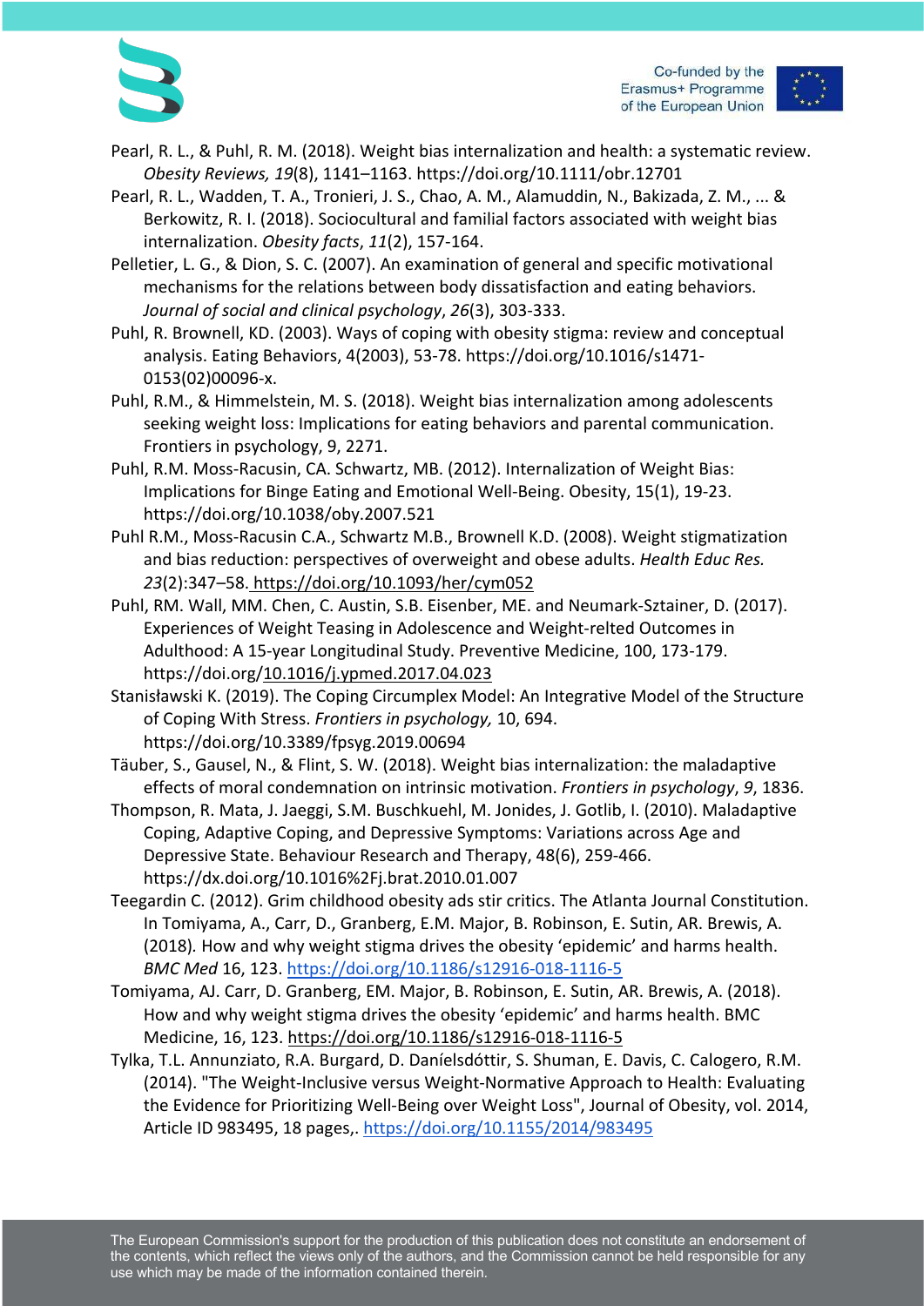Pearl, R. L., & Puhl, R. M. (2018). Weight bias internalization and health: a systematic review. *Obesity Reviews, 19*(8), 1141–1163. https://doi.org/10.1111/obr.12701

Pearl, R. L., Wadden, T. A., Tronieri, J. S., Chao, A. M., Alamuddin, N., Bakizada, Z. M., ... & Berkowitz, R. I. (2018). Sociocultural and familial factors associated with weight bias internalization. *Obesity facts*, *11*(2), 157-164.

Pelletier, L. G., & Dion, S. C. (2007). An examination of general and specific motivational mechanisms for the relations between body dissatisfaction and eating behaviors. *Journal of social and clinical psychology*, *26*(3), 303-333.

Puhl, R. Brownell, KD. (2003). Ways of coping with obesity stigma: review and conceptual analysis. Eating Behaviors, 4(2003), 53-78. https://doi.org/10.1016/s1471-0153(02)00096-x.

Puhl, R.M., & Himmelstein, M. S. (2018). Weight bias internalization among adolescents seeking weight loss: Implications for eating behaviors and parental communication. Frontiers in psychology, 9, 2271.

Puhl, R.M. Moss-Racusin, CA. Schwartz, MB. (2012). Internalization of Weight Bias: Implications for Binge Eating and Emotional Well-Being. Obesity, 15(1), 19-23. https://doi.org/10.1038/oby.2007.521

Puhl R.M., Moss-Racusin C.A., Schwartz M.B., Brownell K.D. (2008). Weight stigmatization and bias reduction: perspectives of overweight and obese adults. *Health Educ Res.* *23*(2):347–58. https://doi.org/10.1093/her/cym052

Puhl, RM. Wall, MM. Chen, C. Austin, S.B. Eisenber, ME. and Neumark-Sztainer, D. (2017). Experiences of Weight Teasing in Adolescence and Weight-relted Outcomes in Adulthood: A 15-year Longitudinal Study. Preventive Medicine, 100, 173-179. https://doi.org/10.1016/j.ypmed.2017.04.023

Stanisławski K. (2019). The Coping Circumplex Model: An Integrative Model of the Structure of Coping With Stress. *Frontiers in psychology,* 10, 694. https://doi.org/10.3389/fpsyg.2019.00694

Täuber, S., Gausel, N., & Flint, S. W. (2018). Weight bias internalization: the maladaptive effects of moral condemnation on intrinsic motivation. *Frontiers in psychology*, *9*, 1836.

Thompson, R. Mata, J. Jaeggi, S.M. Buschkuehl, M. Jonides, J. Gotlib, I. (2010). Maladaptive Coping, Adaptive Coping, and Depressive Symptoms: Variations across Age and Depressive State. Behaviour Research and Therapy, 48(6), 259-466. https://dx.doi.org/10.1016%2Fj.brat.2010.01.007

Teegardin C. (2012). Grim childhood obesity ads stir critics. The Atlanta Journal Constitution. In Tomiyama, A., Carr, D., Granberg, E.M. Major, B. Robinson, E. Sutin, AR. Brewis, A. (2018). How and why weight stigma drives the obesity 'epidemic' and harms health. *BMC Med* 16, 123. https://doi.org/10.1186/s12916-018-1116-5

Tomiyama, AJ. Carr, D. Granberg, EM. Major, B. Robinson, E. Sutin, AR. Brewis, A. (2018). How and why weight stigma drives the obesity 'epidemic' and harms health. BMC Medicine, 16, 123. https://doi.org/10.1186/s12916-018-1116-5

Tylka, T.L. Annunziato, R.A. Burgard, D. Daníelsdóttir, S. Shuman, E. Davis, C. Calogero, R.M. (2014). "The Weight-Inclusive versus Weight-Normative Approach to Health: Evaluating the Evidence for Prioritizing Well-Being over Weight Loss", Journal of Obesity, vol. 2014, Article ID 983495, 18 pages,. https://doi.org/10.1155/2014/983495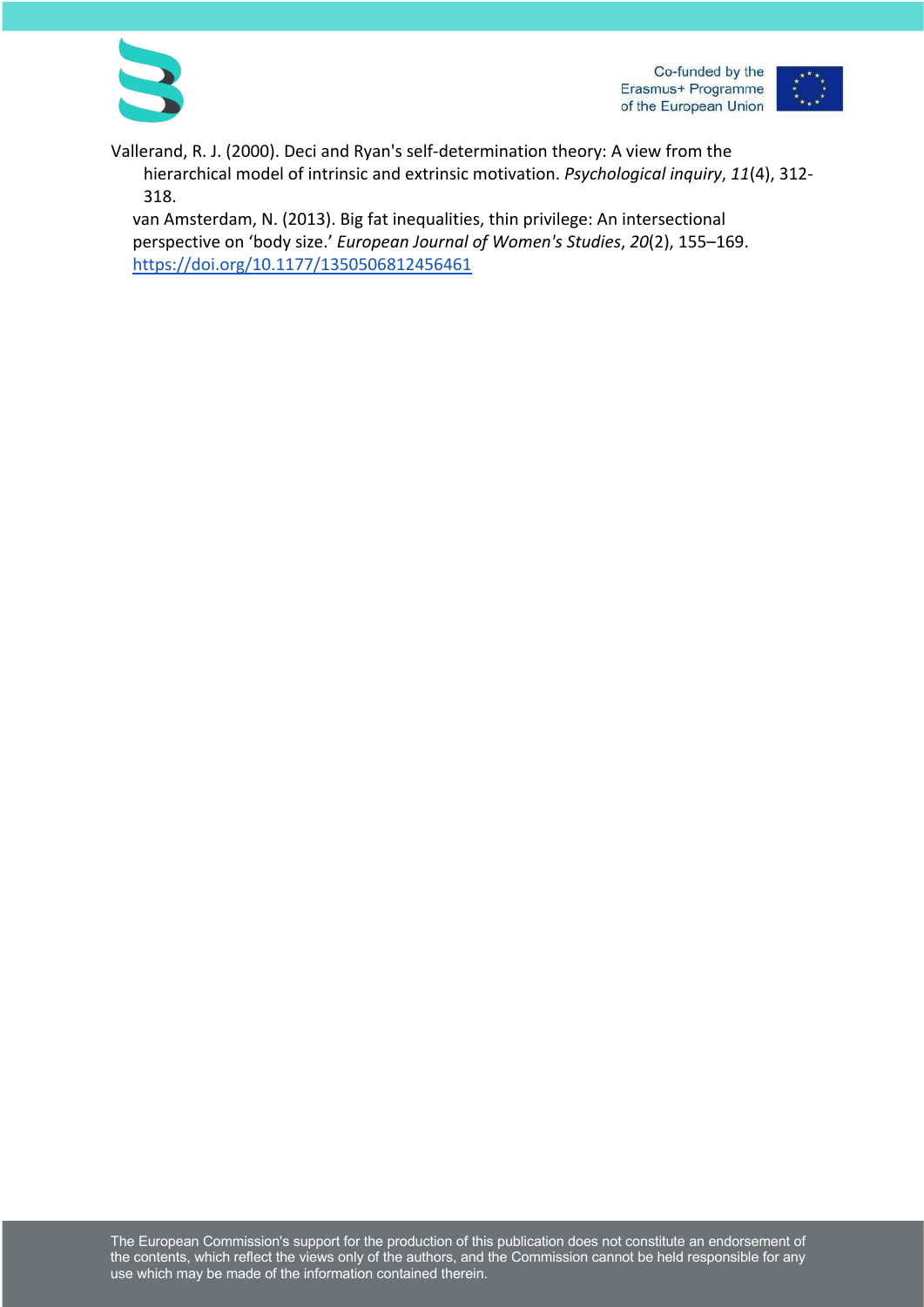Vallerand, R. J. (2000). Deci and Ryan's self-determination theory: A view from the hierarchical model of intrinsic and extrinsic motivation. *Psychological inquiry*, *11*(4), 312-318.

van Amsterdam, N. (2013). Big fat inequalities, thin privilege: An intersectional perspective on 'body size.' *European Journal of Women's Studies*, *20*(2), 155–169. https://doi.org/10.1177/1350506812456461